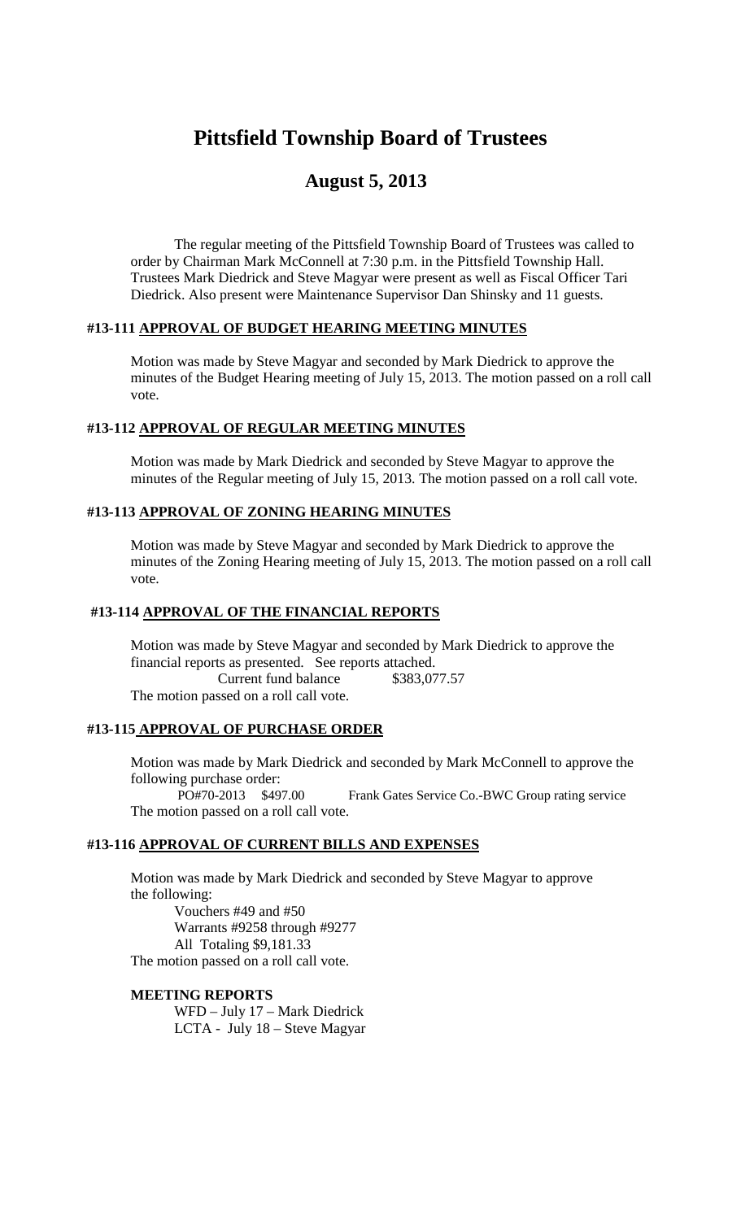# Pittsfield Township Board of Trustees

## August 5, 2013

The regular meeting of the Pittsfield Township Board of Trustees was called to order by Chairman Mark McConnell at 7:30 p.m. in the Pittsfield Township Hall. Trustees Mark Diedrick and Steve Magyar were present as well as Fiscal Officer Tari Diedrick. Also present were Maintenance Supervisor Dan Shinsky and 11 guests.

### #13-111 APPROVAL OF BUDGET HEARING MEETING MINUTES

Motion was made by Steve Magyar and seconded by Mark Diedrick to approve the minutes of the Budget Hearing meeting of July 15, 2013. The motion passed on a roll call vote.

### #13-112 APPROVAL OF REGULAR MEETING MINUTES

Motion was made by Mark Diedrick and seconded by Steve Magyar to approve the minutes of the Regular meeting of July 15, 2013. The motion passed on a roll call vote.

### #13-113 APPROVAL OF ZONING HEARING MINUTES

Motion was made by Steve Magyar and seconded by Mark Diedrick to approve the minutes of the Zoning Hearing meeting of July 15, 2013. The motion passed on a roll call vote.

### #13-114 APPROVAL OF THE FINANCIAL REPORTS

Motion was made by Steve Magyar and seconded by Mark Diedrick to approve the financial reports as presented. See reports attached.

Current fund balance $383,077.57

The motion passed on a roll call vote.

### #13-115 APPROVAL OF PURCHASE ORDER

Motion was made by Mark Diedrick and seconded by Mark McConnell to approve the following purchase order:

PO#70-2013 $497.00 Frank Gates Service Co.-BWC Group rating service

The motion passed on a roll call vote.

### #13-116 APPROVAL OF CURRENT BILLS AND EXPENSES

Motion was made by Mark Diedrick and seconded by Steve Magyar to approve the following:

Vouchers #49 and #50
Warrants #9258 through #9277
All Totaling $9,181.33

The motion passed on a roll call vote.

### MEETING REPORTS

WFD – July 17 – Mark Diedrick
LCTA - July 18 – Steve Magyar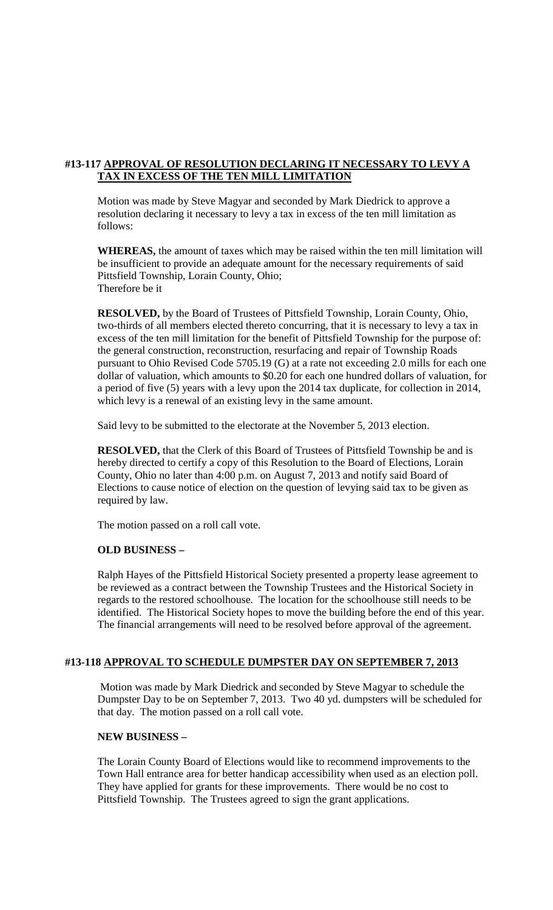**#13-117 APPROVAL OF RESOLUTION DECLARING IT NECESSARY TO LEVY A TAX IN EXCESS OF THE TEN MILL LIMITATION**

Motion was made by Steve Magyar and seconded by Mark Diedrick to approve a resolution declaring it necessary to levy a tax in excess of the ten mill limitation as follows:

**WHEREAS,** the amount of taxes which may be raised within the ten mill limitation will be insufficient to provide an adequate amount for the necessary requirements of said Pittsfield Township, Lorain County, Ohio;
Therefore be it

**RESOLVED,** by the Board of Trustees of Pittsfield Township, Lorain County, Ohio, two-thirds of all members elected thereto concurring, that it is necessary to levy a tax in excess of the ten mill limitation for the benefit of Pittsfield Township for the purpose of: the general construction, reconstruction, resurfacing and repair of Township Roads pursuant to Ohio Revised Code 5705.19 (G) at a rate not exceeding 2.0 mills for each one dollar of valuation, which amounts to $0.20 for each one hundred dollars of valuation, for a period of five (5) years with a levy upon the 2014 tax duplicate, for collection in 2014, which levy is a renewal of an existing levy in the same amount.

Said levy to be submitted to the electorate at the November 5, 2013 election.

**RESOLVED,** that the Clerk of this Board of Trustees of Pittsfield Township be and is hereby directed to certify a copy of this Resolution to the Board of Elections, Lorain County, Ohio no later than 4:00 p.m. on August 7, 2013 and notify said Board of Elections to cause notice of election on the question of levying said tax to be given as required by law.

The motion passed on a roll call vote.

**OLD BUSINESS –**

Ralph Hayes of the Pittsfield Historical Society presented a property lease agreement to be reviewed as a contract between the Township Trustees and the Historical Society in regards to the restored schoolhouse. The location for the schoolhouse still needs to be identified. The Historical Society hopes to move the building before the end of this year. The financial arrangements will need to be resolved before approval of the agreement.

**#13-118 APPROVAL TO SCHEDULE DUMPSTER DAY ON SEPTEMBER 7, 2013**

Motion was made by Mark Diedrick and seconded by Steve Magyar to schedule the Dumpster Day to be on September 7, 2013. Two 40 yd. dumpsters will be scheduled for that day. The motion passed on a roll call vote.

**NEW BUSINESS –**

The Lorain County Board of Elections would like to recommend improvements to the Town Hall entrance area for better handicap accessibility when used as an election poll. They have applied for grants for these improvements. There would be no cost to Pittsfield Township. The Trustees agreed to sign the grant applications.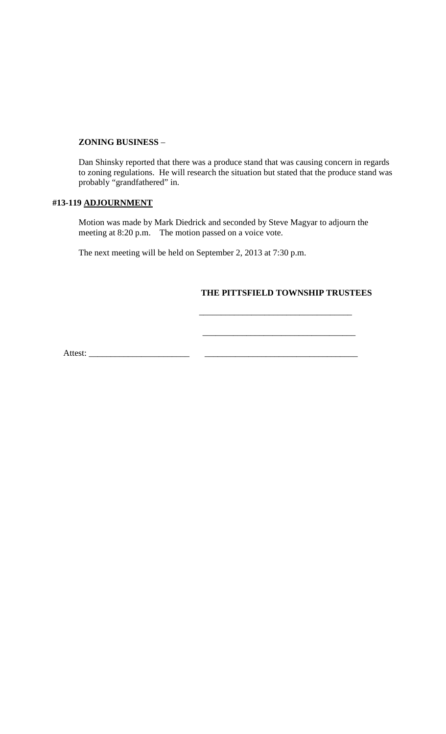**ZONING BUSINESS** –

Dan Shinsky reported that there was a produce stand that was causing concern in regards to zoning regulations. He will research the situation but stated that the produce stand was probably "grandfathered" in.

**#13-119 ADJOURNMENT**

Motion was made by Mark Diedrick and seconded by Steve Magyar to adjourn the meeting at 8:20 p.m. The motion passed on a voice vote.

The next meeting will be held on September 2, 2013 at 7:30 p.m.

**THE PITTSFIELD TOWNSHIP TRUSTEES**

___________________________________

___________________________________

Attest: _______________________ ___________________________________